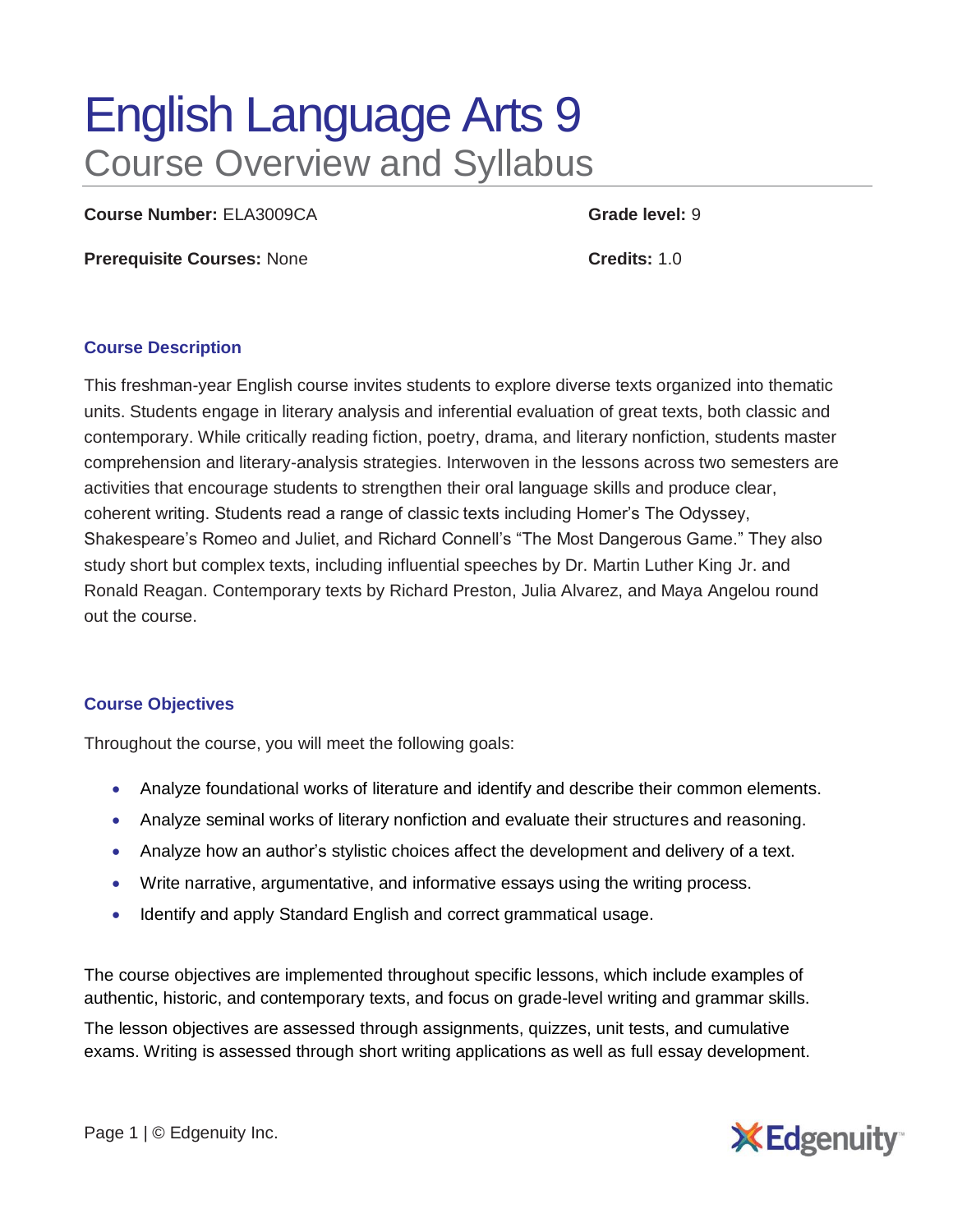# English Language Arts 9

## Course Overview and Syllabus

**Course Number:** ELA3009CA

**Grade level:** 9

**Prerequisite Courses:** None

**Credits:** 1.0

### Course Description

This freshman-year English course invites students to explore diverse texts organized into thematic units. Students engage in literary analysis and inferential evaluation of great texts, both classic and contemporary. While critically reading fiction, poetry, drama, and literary nonfiction, students master comprehension and literary-analysis strategies. Interwoven in the lessons across two semesters are activities that encourage students to strengthen their oral language skills and produce clear, coherent writing. Students read a range of classic texts including Homer's The Odyssey, Shakespeare's Romeo and Juliet, and Richard Connell's "The Most Dangerous Game." They also study short but complex texts, including influential speeches by Dr. Martin Luther King Jr. and Ronald Reagan. Contemporary texts by Richard Preston, Julia Alvarez, and Maya Angelou round out the course.

### Course Objectives

Throughout the course, you will meet the following goals:

- Analyze foundational works of literature and identify and describe their common elements.
- Analyze seminal works of literary nonfiction and evaluate their structures and reasoning.
- Analyze how an author's stylistic choices affect the development and delivery of a text.
- Write narrative, argumentative, and informative essays using the writing process.
- Identify and apply Standard English and correct grammatical usage.

The course objectives are implemented throughout specific lessons, which include examples of authentic, historic, and contemporary texts, and focus on grade-level writing and grammar skills.

The lesson objectives are assessed through assignments, quizzes, unit tests, and cumulative exams. Writing is assessed through short writing applications as well as full essay development.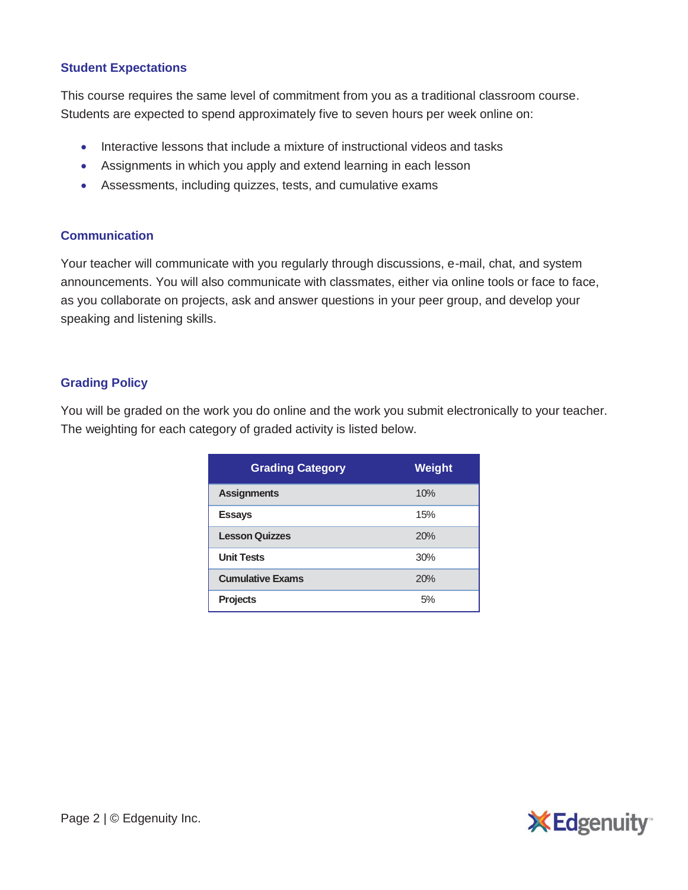## Student Expectations

This course requires the same level of commitment from you as a traditional classroom course. Students are expected to spend approximately five to seven hours per week online on:

- Interactive lessons that include a mixture of instructional videos and tasks
- Assignments in which you apply and extend learning in each lesson
- Assessments, including quizzes, tests, and cumulative exams

## Communication

Your teacher will communicate with you regularly through discussions, e-mail, chat, and system announcements. You will also communicate with classmates, either via online tools or face to face, as you collaborate on projects, ask and answer questions in your peer group, and develop your speaking and listening skills.

## Grading Policy

You will be graded on the work you do online and the work you submit electronically to your teacher. The weighting for each category of graded activity is listed below.

| Grading Category | Weight |
|---|---|
| **Assignments** | 10% |
| **Essays** | 15% |
| **Lesson Quizzes** | 20% |
| **Unit Tests** | 30% |
| **Cumulative Exams** | 20% |
| **Projects** | 5% |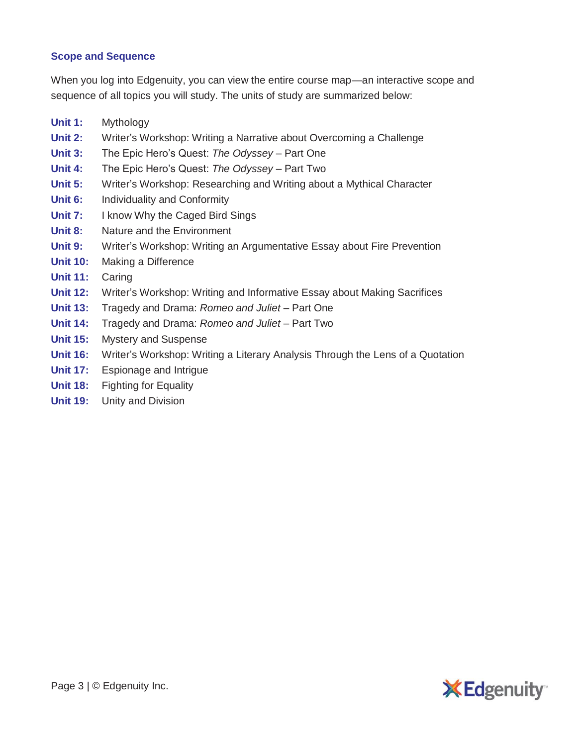## Scope and Sequence

When you log into Edgenuity, you can view the entire course map—an interactive scope and sequence of all topics you will study. The units of study are summarized below:

**Unit 1:** Mythology
**Unit 2:** Writer's Workshop: Writing a Narrative about Overcoming a Challenge
**Unit 3:** The Epic Hero's Quest: *The Odyssey* – Part One
**Unit 4:** The Epic Hero's Quest: *The Odyssey* – Part Two
**Unit 5:** Writer's Workshop: Researching and Writing about a Mythical Character
**Unit 6:** Individuality and Conformity
**Unit 7:** I know Why the Caged Bird Sings
**Unit 8:** Nature and the Environment
**Unit 9:** Writer's Workshop: Writing an Argumentative Essay about Fire Prevention
**Unit 10:** Making a Difference
**Unit 11:** Caring
**Unit 12:** Writer's Workshop: Writing and Informative Essay about Making Sacrifices
**Unit 13:** Tragedy and Drama: *Romeo and Juliet* – Part One
**Unit 14:** Tragedy and Drama: *Romeo and Juliet* – Part Two
**Unit 15:** Mystery and Suspense
**Unit 16:** Writer's Workshop: Writing a Literary Analysis Through the Lens of a Quotation
**Unit 17:** Espionage and Intrigue
**Unit 18:** Fighting for Equality
**Unit 19:** Unity and Division